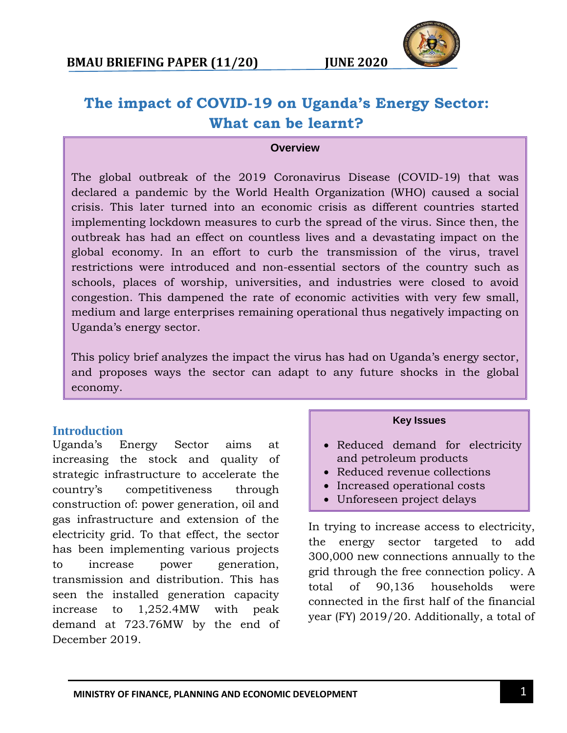**BMAU BRIEFING PAPER (11/20) JUNE 2020**

# The impact of COVID-19 on Uganda's Energy Sector: What can be learnt?

**Overview**

The global outbreak of the 2019 Coronavirus Disease (COVID-19) that was declared a pandemic by the World Health Organization (WHO) caused a social crisis. This later turned into an economic crisis as different countries started implementing lockdown measures to curb the spread of the virus. Since then, the outbreak has had an effect on countless lives and a devastating impact on the global economy. In an effort to curb the transmission of the virus, travel restrictions were introduced and non-essential sectors of the country such as schools, places of worship, universities, and industries were closed to avoid congestion. This dampened the rate of economic activities with very few small, medium and large enterprises remaining operational thus negatively impacting on Uganda's energy sector.

This policy brief analyzes the impact the virus has had on Uganda's energy sector, and proposes ways the sector can adapt to any future shocks in the global economy.

## Introduction

Uganda's Energy Sector aims at increasing the stock and quality of strategic infrastructure to accelerate the country's competitiveness through construction of: power generation, oil and gas infrastructure and extension of the electricity grid. To that effect, the sector has been implementing various projects to increase power generation, transmission and distribution. This has seen the installed generation capacity increase to 1,252.4MW with peak demand at 723.76MW by the end of December 2019.

**Key Issues**

- Reduced demand for electricity and petroleum products
- Reduced revenue collections
- Increased operational costs
- Unforeseen project delays

In trying to increase access to electricity, the energy sector targeted to add 300,000 new connections annually to the grid through the free connection policy. A total of 90,136 households were connected in the first half of the financial year (FY) 2019/20. Additionally, a total of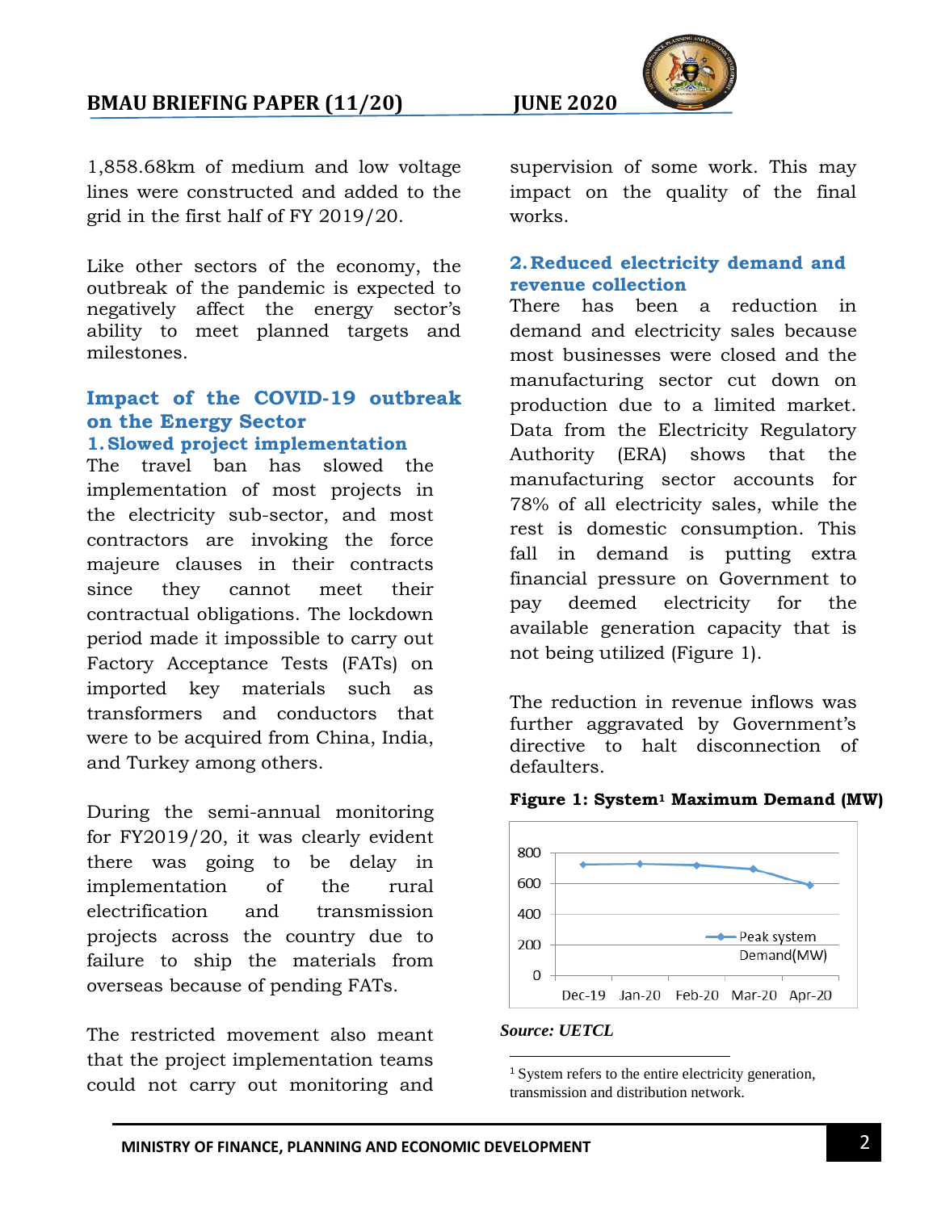1,858.68km of medium and low voltage lines were constructed and added to the grid in the first half of FY 2019/20.

Like other sectors of the economy, the outbreak of the pandemic is expected to negatively affect the energy sector's ability to meet planned targets and milestones.

## Impact of the COVID-19 outbreak on the Energy Sector

### 1. Slowed project implementation

The travel ban has slowed the implementation of most projects in the electricity sub-sector, and most contractors are invoking the force majeure clauses in their contracts since they cannot meet their contractual obligations. The lockdown period made it impossible to carry out Factory Acceptance Tests (FATs) on imported key materials such as transformers and conductors that were to be acquired from China, India, and Turkey among others.

During the semi-annual monitoring for FY2019/20, it was clearly evident there was going to be delay in implementation of the rural electrification and transmission projects across the country due to failure to ship the materials from overseas because of pending FATs.

The restricted movement also meant that the project implementation teams could not carry out monitoring and supervision of some work. This may impact on the quality of the final works.

### 2. Reduced electricity demand and revenue collection

There has been a reduction in demand and electricity sales because most businesses were closed and the manufacturing sector cut down on production due to a limited market. Data from the Electricity Regulatory Authority (ERA) shows that the manufacturing sector accounts for 78% of all electricity sales, while the rest is domestic consumption. This fall in demand is putting extra financial pressure on Government to pay deemed electricity for the available generation capacity that is not being utilized (Figure 1).

The reduction in revenue inflows was further aggravated by Government's directive to halt disconnection of defaulters.

**Figure 1: System[1] Maximum Demand (MW)**

800
600
400
200
0
Peak system Demand(MW)
Dec-19 Jan-20 Feb-20 Mar-20 Apr-20

*Source: UETCL*

[1] System refers to the entire electricity generation, transmission and distribution network.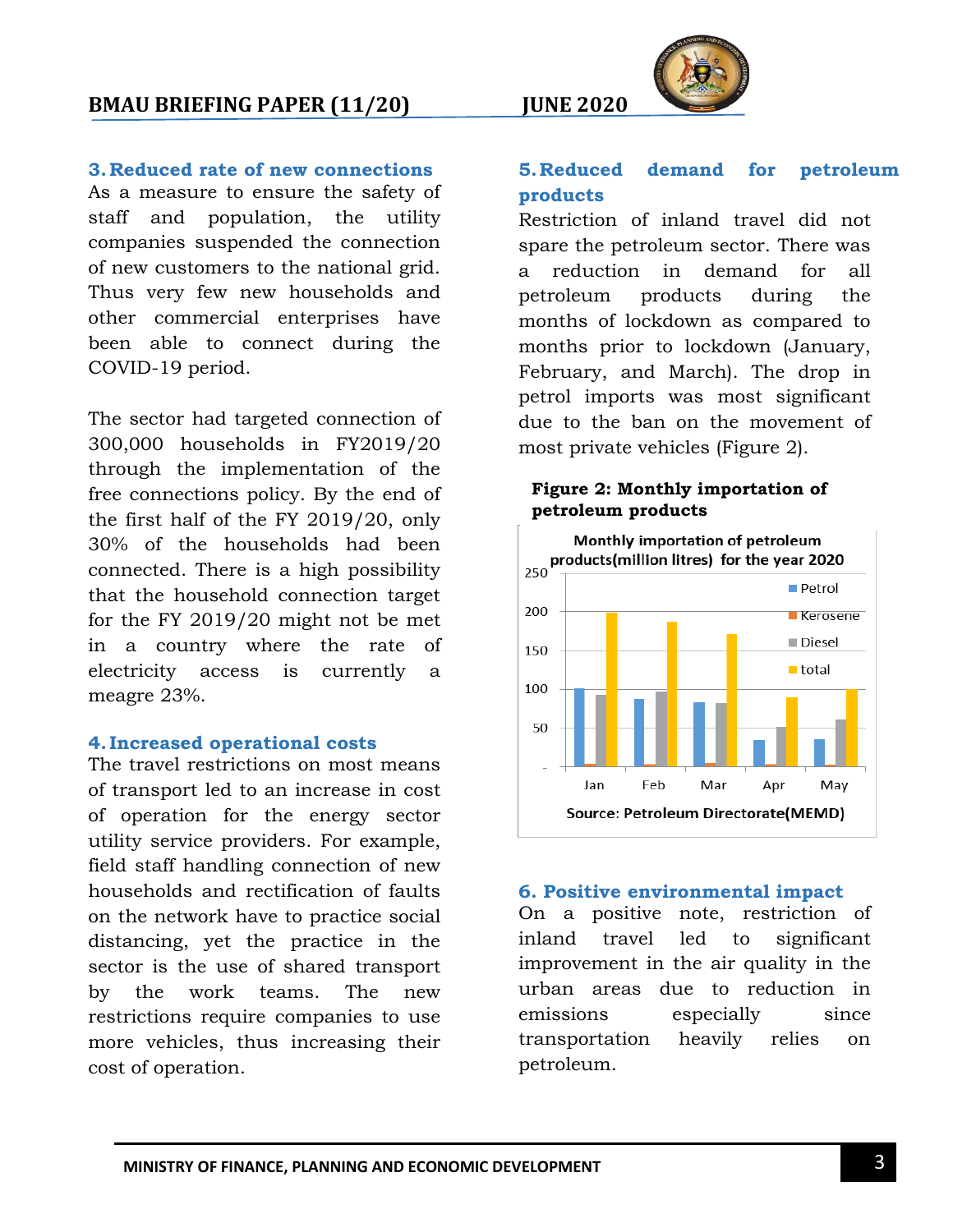### 3. Reduced rate of new connections

As a measure to ensure the safety of staff and population, the utility companies suspended the connection of new customers to the national grid. Thus very few new households and other commercial enterprises have been able to connect during the COVID-19 period.

The sector had targeted connection of 300,000 households in FY2019/20 through the implementation of the free connections policy. By the end of the first half of the FY 2019/20, only 30% of the households had been connected. There is a high possibility that the household connection target for the FY 2019/20 might not be met in a country where the rate of electricity access is currently a meagre 23%.

### 4. Increased operational costs

The travel restrictions on most means of transport led to an increase in cost of operation for the energy sector utility service providers. For example, field staff handling connection of new households and rectification of faults on the network have to practice social distancing, yet the practice in the sector is the use of shared transport by the work teams. The new restrictions require companies to use more vehicles, thus increasing their cost of operation.

### 5. Reduced demand for petroleum products

Restriction of inland travel did not spare the petroleum sector. There was a reduction in demand for all petroleum products during the months of lockdown as compared to months prior to lockdown (January, February, and March). The drop in petrol imports was most significant due to the ban on the movement of most private vehicles (Figure 2).

**Figure 2: Monthly importation of petroleum products**

Monthly importation of petroleum products(million litres) for the year 2020

250
200
150
100
50
-

Jan
Feb
Mar
Apr
May

Petrol
Kerosene
Diesel
total

Source: Petroleum Directorate(MEMD)

### 6. Positive environmental impact

On a positive note, restriction of inland travel led to significant improvement in the air quality in the urban areas due to reduction in emissions especially since transportation heavily relies on petroleum.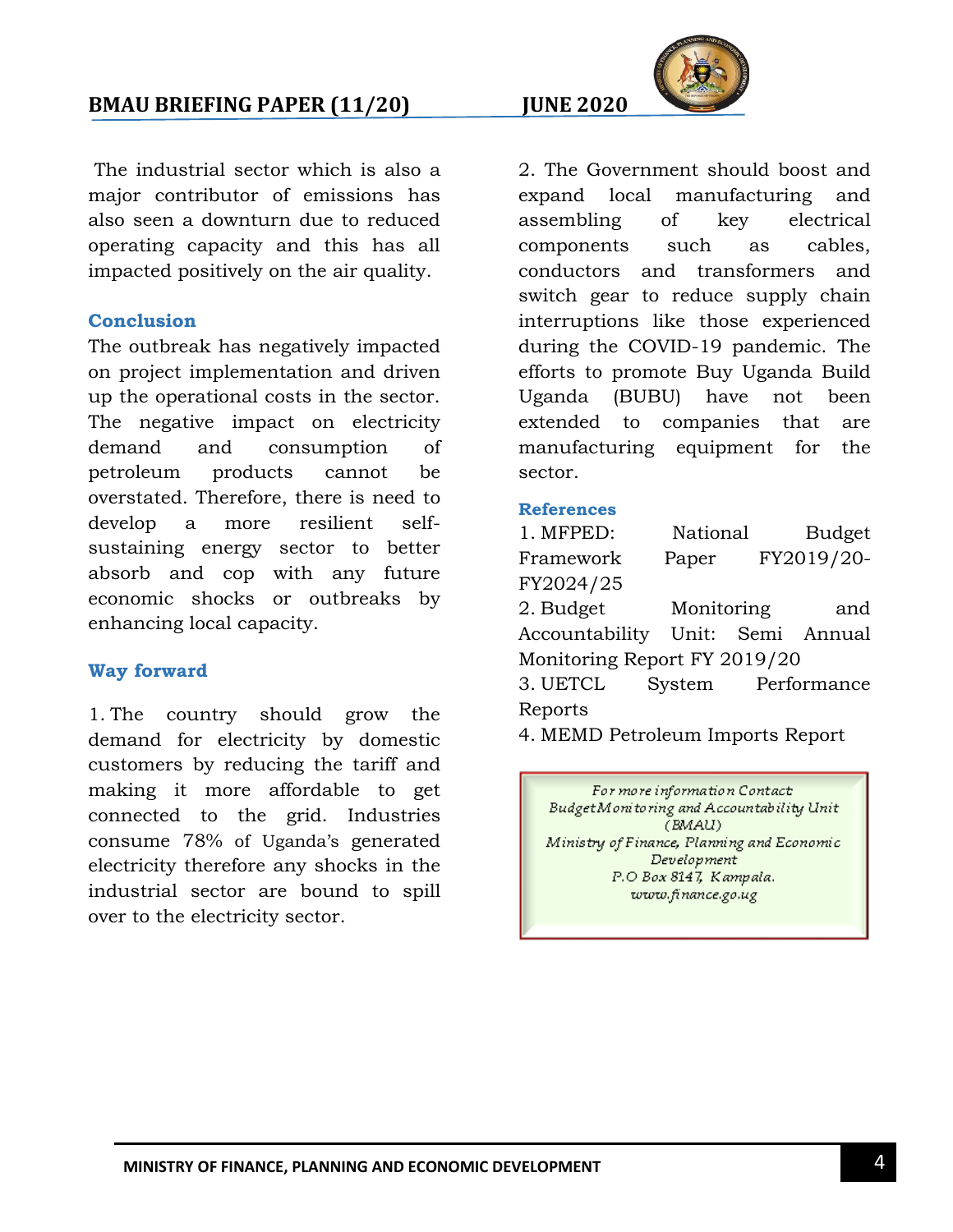The industrial sector which is also a major contributor of emissions has also seen a downturn due to reduced operating capacity and this has all impacted positively on the air quality.

## Conclusion

The outbreak has negatively impacted on project implementation and driven up the operational costs in the sector. The negative impact on electricity demand and consumption of petroleum products cannot be overstated. Therefore, there is need to develop a more resilient self-sustaining energy sector to better absorb and cop with any future economic shocks or outbreaks by enhancing local capacity.

## Way forward

1. The country should grow the demand for electricity by domestic customers by reducing the tariff and making it more affordable to get connected to the grid. Industries consume 78% of Uganda's generated electricity therefore any shocks in the industrial sector are bound to spill over to the electricity sector.

2. The Government should boost and expand local manufacturing and assembling of key electrical components such as cables, conductors and transformers and switch gear to reduce supply chain interruptions like those experienced during the COVID-19 pandemic. The efforts to promote Buy Uganda Build Uganda (BUBU) have not been extended to companies that are manufacturing equipment for the sector.

## References

1. MFPED: National Budget Framework Paper FY2019/20-FY2024/25
2. Budget Monitoring and Accountability Unit: Semi Annual Monitoring Report FY 2019/20
3. UETCL System Performance Reports
4. MEMD Petroleum Imports Report

*For more information Contact*
*Budget Monitoring and Accountability Unit (BMAU)*
*Ministry of Finance, Planning and Economic Development*
*P.O Box 8147, Kampala.*
*www.finance.go.ug*